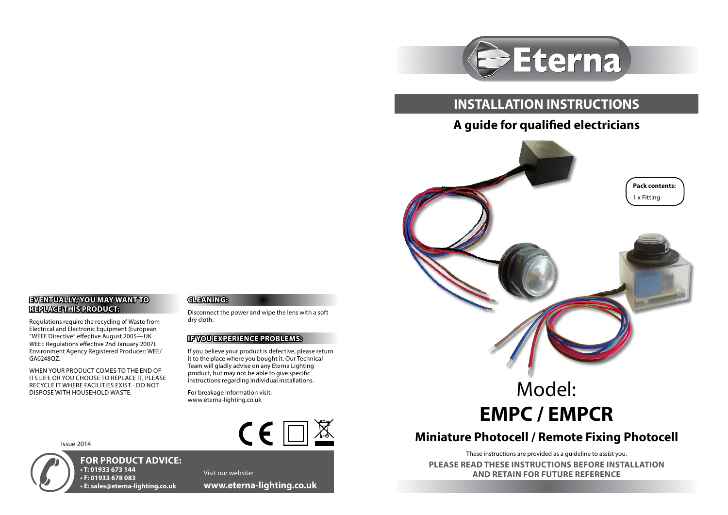# Eterna

## INSTALLATION INSTRUCTIONS

### A guide for qualified electricians

**Pack contents:**
1 x Fitting

# Model: **EMPC / EMPCR**

## Miniature Photocell / Remote Fixing Photocell

These instructions are provided as a guideline to assist you.

**PLEASE READ THESE INSTRUCTIONS BEFORE INSTALLATION AND RETAIN FOR FUTURE REFERENCE**

### EVENTUALLY, YOU MAY WANT TO REPLACE THIS PRODUCT:

Regulations require the recycling of Waste from Electrical and Electronic Equipment (European "WEEE Directive" effective August 2005—UK WEEE Regulations effective 2nd January 2007). Environment Agency Registered Producer: WEE/GA0248QZ.

WHEN YOUR PRODUCT COMES TO THE END OF ITS LIFE OR YOU CHOOSE TO REPLACE IT, PLEASE RECYCLE IT WHERE FACILITIES EXIST - DO NOT DISPOSE WITH HOUSEHOLD WASTE.

### CLEANING:

Disconnect the power and wipe the lens with a soft dry cloth.

### IF YOU EXPERIENCE PROBLEMS:

If you believe your product is defective, please return it to the place where you bought it. Our Technical Team will gladly advise on any Eterna Lighting product, but may not be able to give specific instructions regarding individual installations.

For breakage information visit:
www.eterna-lighting.co.uk

Issue 2014

**FOR PRODUCT ADVICE:**
- **T: 01933 673 144**
- **F: 01933 678 083**
- **E: sales@eterna-lighting.co.uk**

Visit our website:
**www.eterna-lighting.co.uk**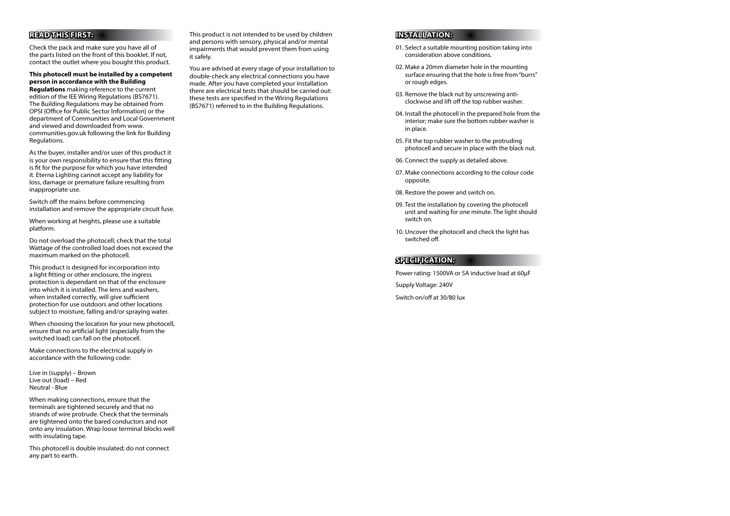## READ THIS FIRST:

Check the pack and make sure you have all of the parts listed on the front of this booklet. If not, contact the outlet where you bought this product.

**This photocell must be installed by a competent person in accordance with the Building Regulations** making reference to the current edition of the IEE Wiring Regulations (BS7671). The Building Regulations may be obtained from OPSI (Office for Public Sector Information) or the department of Communities and Local Government and viewed and downloaded from www.communities.gov.uk following the link for Building Regulations.

As the buyer, installer and/or user of this product it is your own responsibility to ensure that this fitting is fit for the purpose for which you have intended it. Eterna Lighting cannot accept any liability for loss, damage or premature failure resulting from inappropriate use.

Switch off the mains before commencing installation and remove the appropriate circuit fuse.

When working at heights, please use a suitable platform.

Do not overload the photocell; check that the total Wattage of the controlled load does not exceed the maximum marked on the photocell.

This product is designed for incorporation into a light fitting or other enclosure, the ingress protection is dependant on that of the enclosure into which it is installed. The lens and washers, when installed correctly, will give sufficient protection for use outdoors and other locations subject to moisture, falling and/or spraying water.

When choosing the location for your new photocell, ensure that no artificial light (especially from the switched load) can fall on the photocell.

Make connections to the electrical supply in accordance with the following code:

Live in (supply) – Brown
Live out (load) – Red
Neutral - Blue

When making connections, ensure that the terminals are tightened securely and that no strands of wire protrude. Check that the terminals are tightened onto the bared conductors and not onto any insulation. Wrap loose terminal blocks well with insulating tape.

This photocell is double insulated; do not connect any part to earth.

This product is not intended to be used by children and persons with sensory, physical and/or mental impairments that would prevent them from using it safely.

You are advised at every stage of your installation to double-check any electrical connections you have made. After you have completed your installation there are electrical tests that should be carried out: these tests are specified in the Wiring Regulations (BS7671) referred to in the Building Regulations.

## INSTALLATION:

01. Select a suitable mounting position taking into consideration above conditions.
02. Make a 20mm diameter hole in the mounting surface ensuring that the hole is free from "burrs" or rough edges.
03. Remove the black nut by unscrewing anti-clockwise and lift off the top rubber washer.
04. Install the photocell in the prepared hole from the interior; make sure the bottom rubber washer is in place.
05. Fit the top rubber washer to the protruding photocell and secure in place with the black nut.
06. Connect the supply as detailed above.
07. Make connections according to the colour code opposite.
08. Restore the power and switch on.
09. Test the installation by covering the photocell unit and waiting for one minute. The light should switch on.
10. Uncover the photocell and check the light has switched off.

## SPECIFICATION:

Power rating: 1500VA or 5A inductive load at 60μF

Supply Voltage: 240V

Switch on/off at 30/80 lux